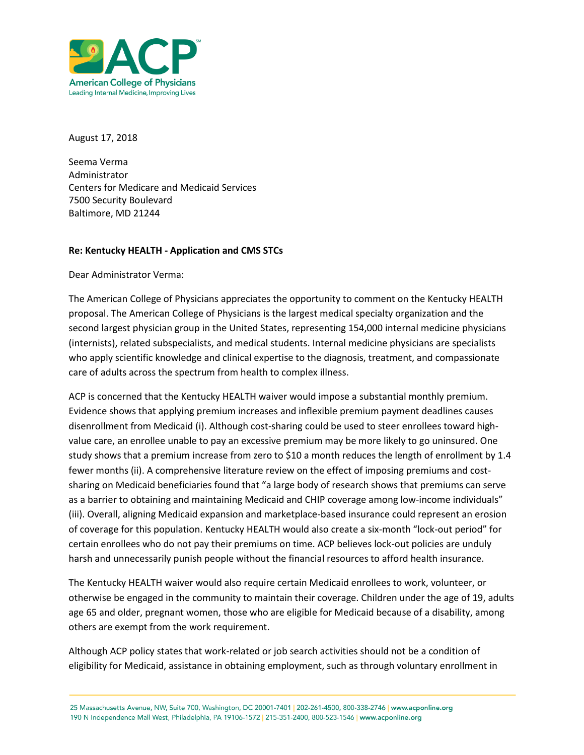August 17, 2018

Seema Verma
Administrator
Centers for Medicare and Medicaid Services
7500 Security Boulevard
Baltimore, MD 21244

**Re: Kentucky HEALTH - Application and CMS STCs**

Dear Administrator Verma:

The American College of Physicians appreciates the opportunity to comment on the Kentucky HEALTH proposal. The American College of Physicians is the largest medical specialty organization and the second largest physician group in the United States, representing 154,000 internal medicine physicians (internists), related subspecialists, and medical students. Internal medicine physicians are specialists who apply scientific knowledge and clinical expertise to the diagnosis, treatment, and compassionate care of adults across the spectrum from health to complex illness.

ACP is concerned that the Kentucky HEALTH waiver would impose a substantial monthly premium. Evidence shows that applying premium increases and inflexible premium payment deadlines causes disenrollment from Medicaid (i). Although cost-sharing could be used to steer enrollees toward high-value care, an enrollee unable to pay an excessive premium may be more likely to go uninsured. One study shows that a premium increase from zero to $10 a month reduces the length of enrollment by 1.4 fewer months (ii). A comprehensive literature review on the effect of imposing premiums and cost-sharing on Medicaid beneficiaries found that "a large body of research shows that premiums can serve as a barrier to obtaining and maintaining Medicaid and CHIP coverage among low-income individuals" (iii). Overall, aligning Medicaid expansion and marketplace-based insurance could represent an erosion of coverage for this population. Kentucky HEALTH would also create a six-month "lock-out period" for certain enrollees who do not pay their premiums on time. ACP believes lock-out policies are unduly harsh and unnecessarily punish people without the financial resources to afford health insurance.

The Kentucky HEALTH waiver would also require certain Medicaid enrollees to work, volunteer, or otherwise be engaged in the community to maintain their coverage. Children under the age of 19, adults age 65 and older, pregnant women, those who are eligible for Medicaid because of a disability, among others are exempt from the work requirement.

Although ACP policy states that work-related or job search activities should not be a condition of eligibility for Medicaid, assistance in obtaining employment, such as through voluntary enrollment in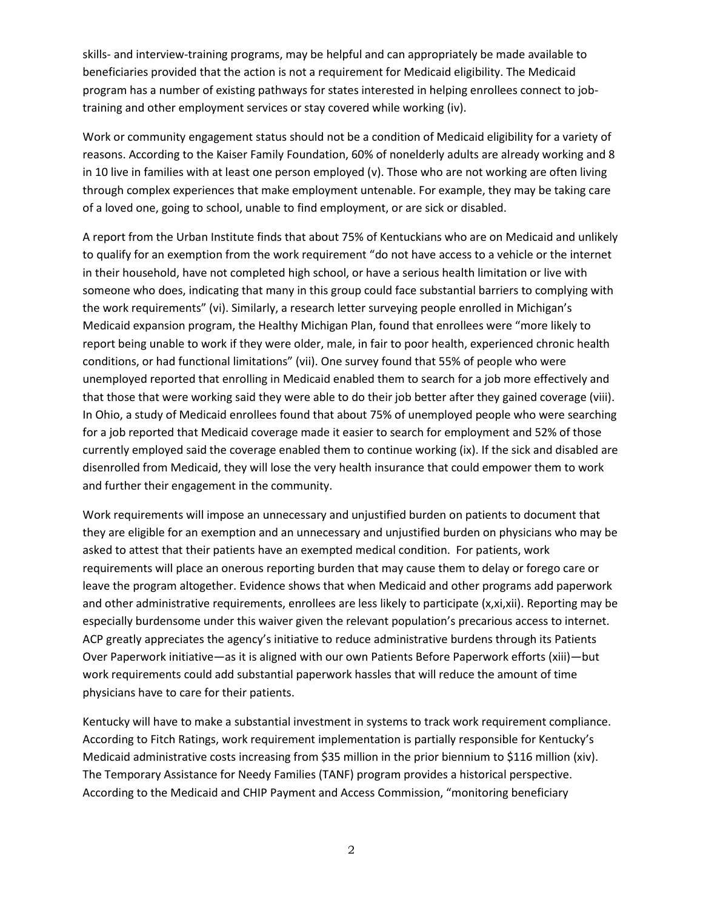skills- and interview-training programs, may be helpful and can appropriately be made available to beneficiaries provided that the action is not a requirement for Medicaid eligibility. The Medicaid program has a number of existing pathways for states interested in helping enrollees connect to job-training and other employment services or stay covered while working (iv).

Work or community engagement status should not be a condition of Medicaid eligibility for a variety of reasons. According to the Kaiser Family Foundation, 60% of nonelderly adults are already working and 8 in 10 live in families with at least one person employed (v). Those who are not working are often living through complex experiences that make employment untenable. For example, they may be taking care of a loved one, going to school, unable to find employment, or are sick or disabled.

A report from the Urban Institute finds that about 75% of Kentuckians who are on Medicaid and unlikely to qualify for an exemption from the work requirement "do not have access to a vehicle or the internet in their household, have not completed high school, or have a serious health limitation or live with someone who does, indicating that many in this group could face substantial barriers to complying with the work requirements" (vi). Similarly, a research letter surveying people enrolled in Michigan's Medicaid expansion program, the Healthy Michigan Plan, found that enrollees were "more likely to report being unable to work if they were older, male, in fair to poor health, experienced chronic health conditions, or had functional limitations" (vii). One survey found that 55% of people who were unemployed reported that enrolling in Medicaid enabled them to search for a job more effectively and that those that were working said they were able to do their job better after they gained coverage (viii). In Ohio, a study of Medicaid enrollees found that about 75% of unemployed people who were searching for a job reported that Medicaid coverage made it easier to search for employment and 52% of those currently employed said the coverage enabled them to continue working (ix). If the sick and disabled are disenrolled from Medicaid, they will lose the very health insurance that could empower them to work and further their engagement in the community.

Work requirements will impose an unnecessary and unjustified burden on patients to document that they are eligible for an exemption and an unnecessary and unjustified burden on physicians who may be asked to attest that their patients have an exempted medical condition. For patients, work requirements will place an onerous reporting burden that may cause them to delay or forego care or leave the program altogether. Evidence shows that when Medicaid and other programs add paperwork and other administrative requirements, enrollees are less likely to participate (x,xi,xii). Reporting may be especially burdensome under this waiver given the relevant population's precarious access to internet. ACP greatly appreciates the agency's initiative to reduce administrative burdens through its Patients Over Paperwork initiative—as it is aligned with our own Patients Before Paperwork efforts (xiii)—but work requirements could add substantial paperwork hassles that will reduce the amount of time physicians have to care for their patients.

Kentucky will have to make a substantial investment in systems to track work requirement compliance. According to Fitch Ratings, work requirement implementation is partially responsible for Kentucky's Medicaid administrative costs increasing from $35 million in the prior biennium to $116 million (xiv). The Temporary Assistance for Needy Families (TANF) program provides a historical perspective. According to the Medicaid and CHIP Payment and Access Commission, "monitoring beneficiary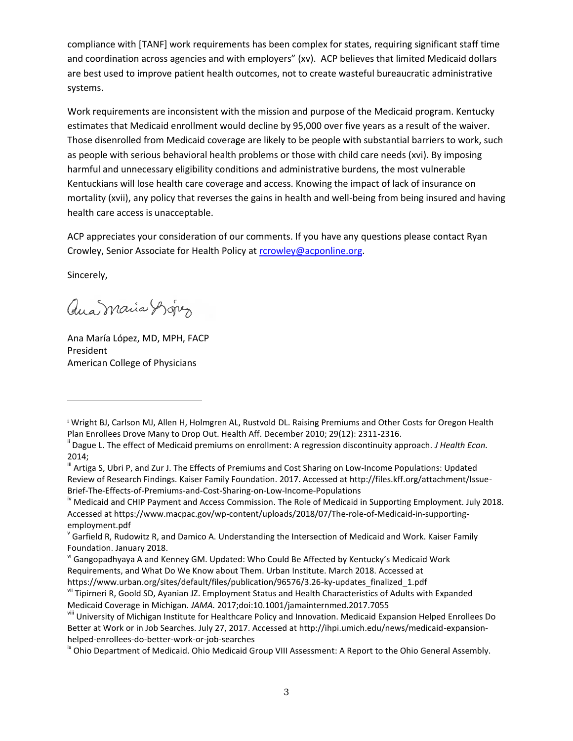compliance with [TANF] work requirements has been complex for states, requiring significant staff time and coordination across agencies and with employers" (xv). ACP believes that limited Medicaid dollars are best used to improve patient health outcomes, not to create wasteful bureaucratic administrative systems.

Work requirements are inconsistent with the mission and purpose of the Medicaid program. Kentucky estimates that Medicaid enrollment would decline by 95,000 over five years as a result of the waiver. Those disenrolled from Medicaid coverage are likely to be people with substantial barriers to work, such as people with serious behavioral health problems or those with child care needs (xvi). By imposing harmful and unnecessary eligibility conditions and administrative burdens, the most vulnerable Kentuckians will lose health care coverage and access. Knowing the impact of lack of insurance on mortality (xvii), any policy that reverses the gains in health and well-being from being insured and having health care access is unacceptable.

ACP appreciates your consideration of our comments. If you have any questions please contact Ryan Crowley, Senior Associate for Health Policy at rcrowley@acponline.org.

Sincerely,

Ana María López, MD, MPH, FACP
President
American College of Physicians

---

[i] Wright BJ, Carlson MJ, Allen H, Holmgren AL, Rustvold DL. Raising Premiums and Other Costs for Oregon Health Plan Enrollees Drove Many to Drop Out. Health Aff. December 2010; 29(12): 2311-2316.

[ii] Dague L. The effect of Medicaid premiums on enrollment: A regression discontinuity approach. *J Health Econ.* 2014;

[iii] Artiga S, Ubri P, and Zur J. The Effects of Premiums and Cost Sharing on Low-Income Populations: Updated Review of Research Findings. Kaiser Family Foundation. 2017. Accessed at http://files.kff.org/attachment/Issue-Brief-The-Effects-of-Premiums-and-Cost-Sharing-on-Low-Income-Populations

[iv] Medicaid and CHIP Payment and Access Commission. The Role of Medicaid in Supporting Employment. July 2018. Accessed at https://www.macpac.gov/wp-content/uploads/2018/07/The-role-of-Medicaid-in-supporting-employment.pdf

[v] Garfield R, Rudowitz R, and Damico A. Understanding the Intersection of Medicaid and Work. Kaiser Family Foundation. January 2018.

[vi] Gangopadhyaya A and Kenney GM. Updated: Who Could Be Affected by Kentucky's Medicaid Work Requirements, and What Do We Know about Them. Urban Institute. March 2018. Accessed at https://www.urban.org/sites/default/files/publication/96576/3.26-ky-updates_finalized_1.pdf

[vii] Tipirneri R, Goold SD, Ayanian JZ. Employment Status and Health Characteristics of Adults with Expanded Medicaid Coverage in Michigan. *JAMA.* 2017;doi:10.1001/jamainternmed.2017.7055

[viii] University of Michigan Institute for Healthcare Policy and Innovation. Medicaid Expansion Helped Enrollees Do Better at Work or in Job Searches. July 27, 2017. Accessed at http://ihpi.umich.edu/news/medicaid-expansion-helped-enrollees-do-better-work-or-job-searches

[ix] Ohio Department of Medicaid. Ohio Medicaid Group VIII Assessment: A Report to the Ohio General Assembly.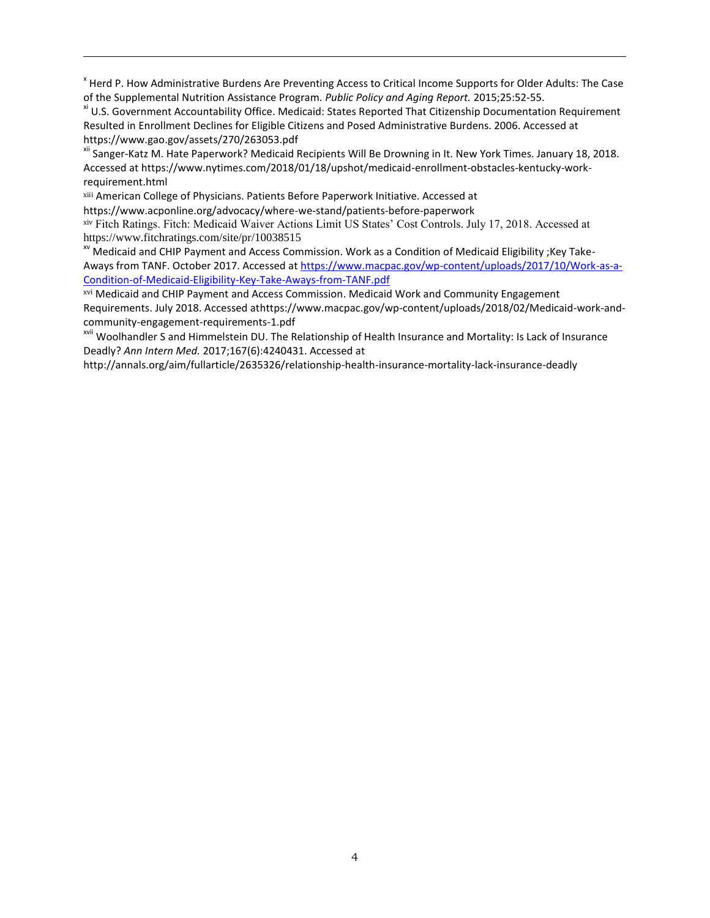[x] Herd P. How Administrative Burdens Are Preventing Access to Critical Income Supports for Older Adults: The Case of the Supplemental Nutrition Assistance Program. *Public Policy and Aging Report.* 2015;25:52-55.

[xi] U.S. Government Accountability Office. Medicaid: States Reported That Citizenship Documentation Requirement Resulted in Enrollment Declines for Eligible Citizens and Posed Administrative Burdens. 2006. Accessed at https://www.gao.gov/assets/270/263053.pdf

[xii] Sanger-Katz M. Hate Paperwork? Medicaid Recipients Will Be Drowning in It. New York Times. January 18, 2018. Accessed at https://www.nytimes.com/2018/01/18/upshot/medicaid-enrollment-obstacles-kentucky-work-requirement.html

[xiii] American College of Physicians. Patients Before Paperwork Initiative. Accessed at https://www.acponline.org/advocacy/where-we-stand/patients-before-paperwork

[xiv] Fitch Ratings. Fitch: Medicaid Waiver Actions Limit US States' Cost Controls. July 17, 2018. Accessed at https://www.fitchratings.com/site/pr/10038515

[xv] Medicaid and CHIP Payment and Access Commission. Work as a Condition of Medicaid Eligibility ;Key Take-Aways from TANF. October 2017. Accessed at https://www.macpac.gov/wp-content/uploads/2017/10/Work-as-a-Condition-of-Medicaid-Eligibility-Key-Take-Aways-from-TANF.pdf

[xvi] Medicaid and CHIP Payment and Access Commission. Medicaid Work and Community Engagement Requirements. July 2018. Accessed athttps://www.macpac.gov/wp-content/uploads/2018/02/Medicaid-work-and-community-engagement-requirements-1.pdf

[xvii] Woolhandler S and Himmelstein DU. The Relationship of Health Insurance and Mortality: Is Lack of Insurance Deadly? *Ann Intern Med.* 2017;167(6):4240431. Accessed at http://annals.org/aim/fullarticle/2635326/relationship-health-insurance-mortality-lack-insurance-deadly